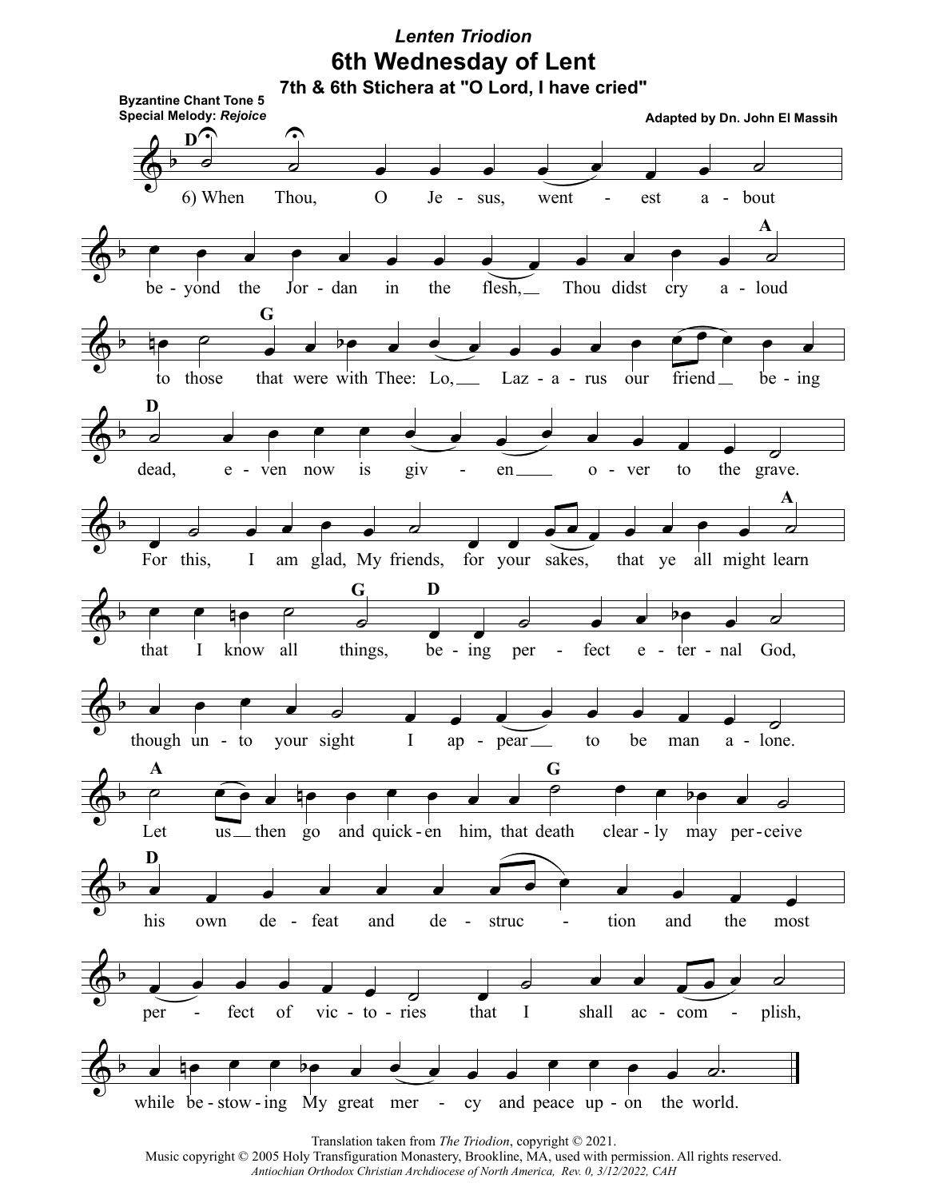*Lenten Triodion*

# 6th Wednesday of Lent

## 7th & 6th Stichera at "O Lord, I have cried"

**Byzantine Chant Tone 5**
**Special Melody: *Rejoice***

**Adapted by Dn. John El Massih**

6) When Thou, O Jesus, wentest about beyond the Jordan in the flesh, Thou didst cry aloud to those that were with Thee: Lo, Lazarus our friend being dead, even now is given over to the grave. For this, I am glad, My friends, for your sakes, that ye all might learn that I know all things, being perfect eternal God, though unto your sight I appear to be man alone. Let us then go and quicken him, that death clearly may perceive his own defeat and destruction and the most perfect of victories that I shall accomplish, while bestowing My great mercy and peace upon the world.

Translation taken from *The Triodion*, copyright © 2021.
Music copyright © 2005 Holy Transfiguration Monastery, Brookline, MA, used with permission. All rights reserved.
*Antiochian Orthodox Christian Archdiocese of North America, Rev. 0, 3/12/2022, CAH*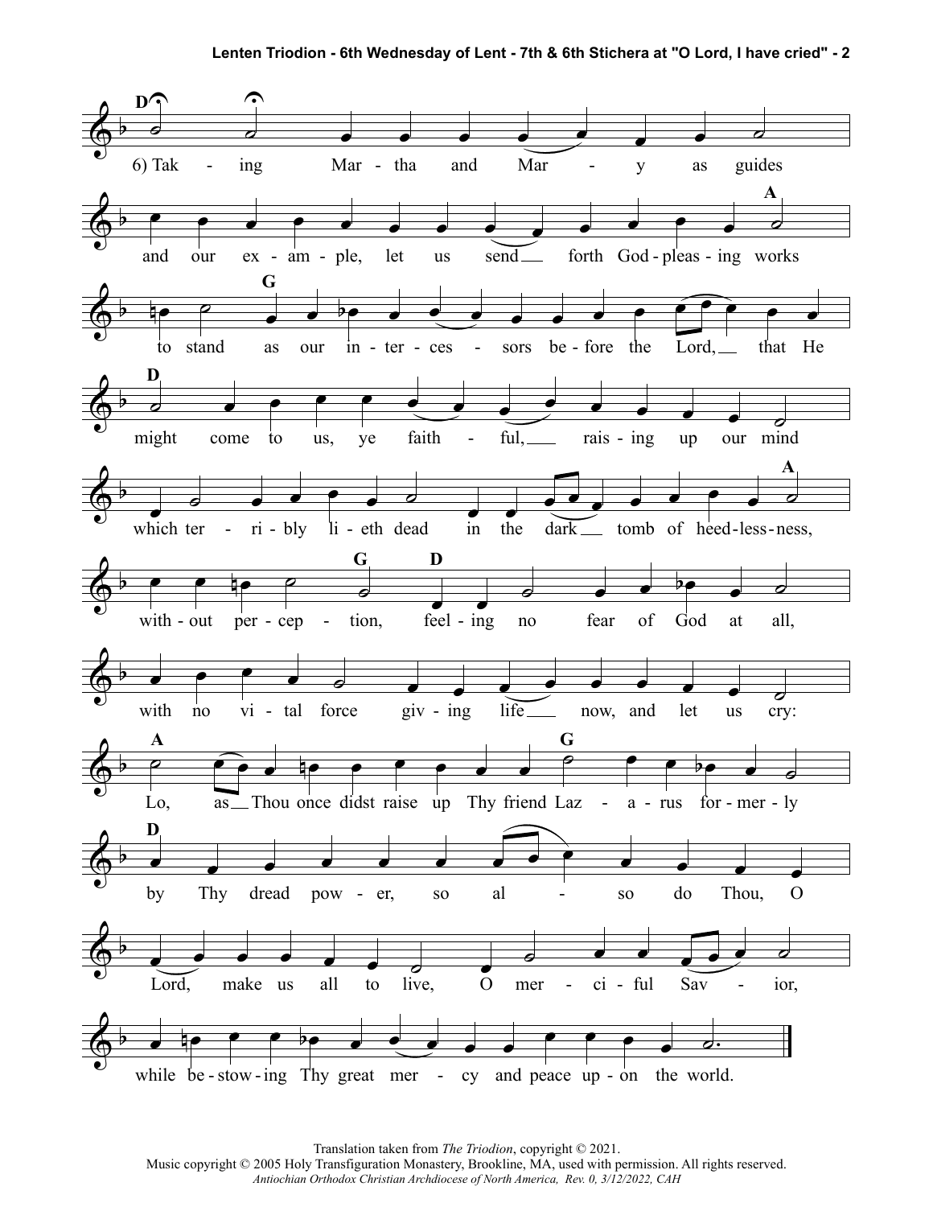6) Taking Martha and Mary as guides and our example, let us send forth God-pleasing works to stand as our intercessors before the Lord, that He might come to us, ye faithful, raising up our mind which terribly lieth dead in the dark tomb of heedlessness, without perception, feeling no fear of God at all, with no vital force giving life now, and let us cry: Lo, as Thou once didst raise up Thy friend Lazarus formerly by Thy dread power, so also do Thou, O Lord, make us all to live, O merciful Savior, while bestowing Thy great mercy and peace upon the world.

Translation taken from *The Triodion*, copyright © 2021.
Music copyright © 2005 Holy Transfiguration Monastery, Brookline, MA, used with permission. All rights reserved.
*Antiochian Orthodox Christian Archdiocese of North America, Rev. 0, 3/12/2022, CAH*